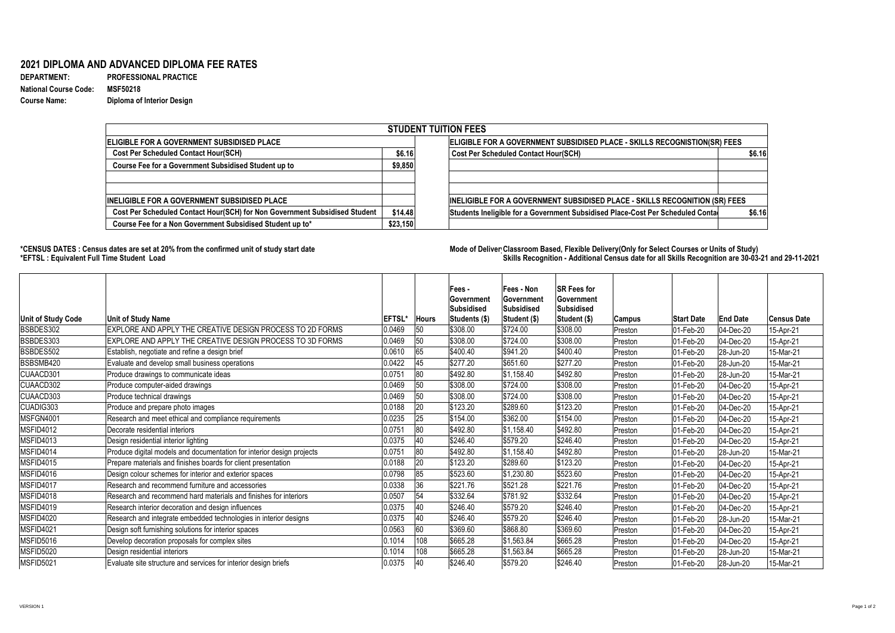# 2021 DIPLOMA AND ADVANCED DIPLOMA FEE RATES

**DEPARTMENT:** PROFESSIONAL PRACTICE
**National Course Code:** MSF50218
**Course Name:** Diploma of Interior Design

| STUDENT TUITION FEES | | | |
|---|---|---|---|
| **ELIGIBLE FOR A GOVERNMENT SUBSIDISED PLACE** | | **ELIGIBLE FOR A GOVERNMENT SUBSIDISED PLACE - SKILLS RECOGNITION(SR) FEES** | |
| Cost Per Scheduled Contact Hour(SCH) | $6.16 | Cost Per Scheduled Contact Hour(SCH) | $6.16 |
| Course Fee for a Government Subsidised Student up to | $9,850 | | |
| | | | |
| | | | |
| **INELIGIBLE FOR A GOVERNMENT SUBSIDISED PLACE** | | **INELIGIBLE FOR A GOVERNMENT SUBSIDISED PLACE - SKILLS RECOGNITION (SR) FEES** | |
| Cost Per Scheduled Contact Hour(SCH) for Non Government Subsidised Student | $14.48 | Students Ineligible for a Government Subsidised Place-Cost Per Scheduled Conta | $6.16 |
| Course Fee for a Non Government Subsidised Student up to* | $23,150 | | |

**\*CENSUS DATES : Census dates are set at 20% from the confirmed unit of study start date**
**\*EFTSL : Equivalent Full Time Student Load**

**Mode of Deliver Classroom Based, Flexible Delivery(Only for Select Courses or Units of Study)**
**Skills Recognition - Additional Census date for all Skills Recognition are 30-03-21 and 29-11-2021**

| Unit of Study Code | Unit of Study Name | EFTSL* | Hours | Fees - Government Subsidised Students ($) | Fees - Non Government Subsidised Student ($) | SR Fees for Government Subsidised Student ($) | Campus | Start Date | End Date | Census Date |
|---|---|---|---|---|---|---|---|---|---|---|
| BSBDES302 | EXPLORE AND APPLY THE CREATIVE DESIGN PROCESS TO 2D FORMS | 0.0469 | 50 | $308.00 | $724.00 | $308.00 | Preston | 01-Feb-20 | 04-Dec-20 | 15-Apr-21 |
| BSBDES303 | EXPLORE AND APPLY THE CREATIVE DESIGN PROCESS TO 3D FORMS | 0.0469 | 50 | $308.00 | $724.00 | $308.00 | Preston | 01-Feb-20 | 04-Dec-20 | 15-Apr-21 |
| BSBDES502 | Establish, negotiate and refine a design brief | 0.0610 | 65 | $400.40 | $941.20 | $400.40 | Preston | 01-Feb-20 | 28-Jun-20 | 15-Mar-21 |
| BSBSMB420 | Evaluate and develop small business operations | 0.0422 | 45 | $277.20 | $651.60 | $277.20 | Preston | 01-Feb-20 | 28-Jun-20 | 15-Mar-21 |
| CUAACD301 | Produce drawings to communicate ideas | 0.0751 | 80 | $492.80 | $1,158.40 | $492.80 | Preston | 01-Feb-20 | 28-Jun-20 | 15-Mar-21 |
| CUAACD302 | Produce computer-aided drawings | 0.0469 | 50 | $308.00 | $724.00 | $308.00 | Preston | 01-Feb-20 | 04-Dec-20 | 15-Apr-21 |
| CUAACD303 | Produce technical drawings | 0.0469 | 50 | $308.00 | $724.00 | $308.00 | Preston | 01-Feb-20 | 04-Dec-20 | 15-Apr-21 |
| CUADIG303 | Produce and prepare photo images | 0.0188 | 20 | $123.20 | $289.60 | $123.20 | Preston | 01-Feb-20 | 04-Dec-20 | 15-Apr-21 |
| MSFGN4001 | Research and meet ethical and compliance requirements | 0.0235 | 25 | $154.00 | $362.00 | $154.00 | Preston | 01-Feb-20 | 04-Dec-20 | 15-Apr-21 |
| MSFID4012 | Decorate residential interiors | 0.0751 | 80 | $492.80 | $1,158.40 | $492.80 | Preston | 01-Feb-20 | 04-Dec-20 | 15-Apr-21 |
| MSFID4013 | Design residential interior lighting | 0.0375 | 40 | $246.40 | $579.20 | $246.40 | Preston | 01-Feb-20 | 04-Dec-20 | 15-Apr-21 |
| MSFID4014 | Produce digital models and documentation for interior design projects | 0.0751 | 80 | $492.80 | $1,158.40 | $492.80 | Preston | 01-Feb-20 | 28-Jun-20 | 15-Mar-21 |
| MSFID4015 | Prepare materials and finishes boards for client presentation | 0.0188 | 20 | $123.20 | $289.60 | $123.20 | Preston | 01-Feb-20 | 04-Dec-20 | 15-Apr-21 |
| MSFID4016 | Design colour schemes for interior and exterior spaces | 0.0798 | 85 | $523.60 | $1,230.80 | $523.60 | Preston | 01-Feb-20 | 04-Dec-20 | 15-Apr-21 |
| MSFID4017 | Research and recommend furniture and accessories | 0.0338 | 36 | $221.76 | $521.28 | $221.76 | Preston | 01-Feb-20 | 04-Dec-20 | 15-Apr-21 |
| MSFID4018 | Research and recommend hard materials and finishes for interiors | 0.0507 | 54 | $332.64 | $781.92 | $332.64 | Preston | 01-Feb-20 | 04-Dec-20 | 15-Apr-21 |
| MSFID4019 | Research interior decoration and design influences | 0.0375 | 40 | $246.40 | $579.20 | $246.40 | Preston | 01-Feb-20 | 04-Dec-20 | 15-Apr-21 |
| MSFID4020 | Research and integrate embedded technologies in interior designs | 0.0375 | 40 | $246.40 | $579.20 | $246.40 | Preston | 01-Feb-20 | 28-Jun-20 | 15-Mar-21 |
| MSFID4021 | Design soft furnishing solutions for interior spaces | 0.0563 | 60 | $369.60 | $868.80 | $369.60 | Preston | 01-Feb-20 | 04-Dec-20 | 15-Apr-21 |
| MSFID5016 | Develop decoration proposals for complex sites | 0.1014 | 108 | $665.28 | $1,563.84 | $665.28 | Preston | 01-Feb-20 | 04-Dec-20 | 15-Apr-21 |
| MSFID5020 | Design residential interiors | 0.1014 | 108 | $665.28 | $1,563.84 | $665.28 | Preston | 01-Feb-20 | 28-Jun-20 | 15-Mar-21 |
| MSFID5021 | Evaluate site structure and services for interior design briefs | 0.0375 | 40 | $246.40 | $579.20 | $246.40 | Preston | 01-Feb-20 | 28-Jun-20 | 15-Mar-21 |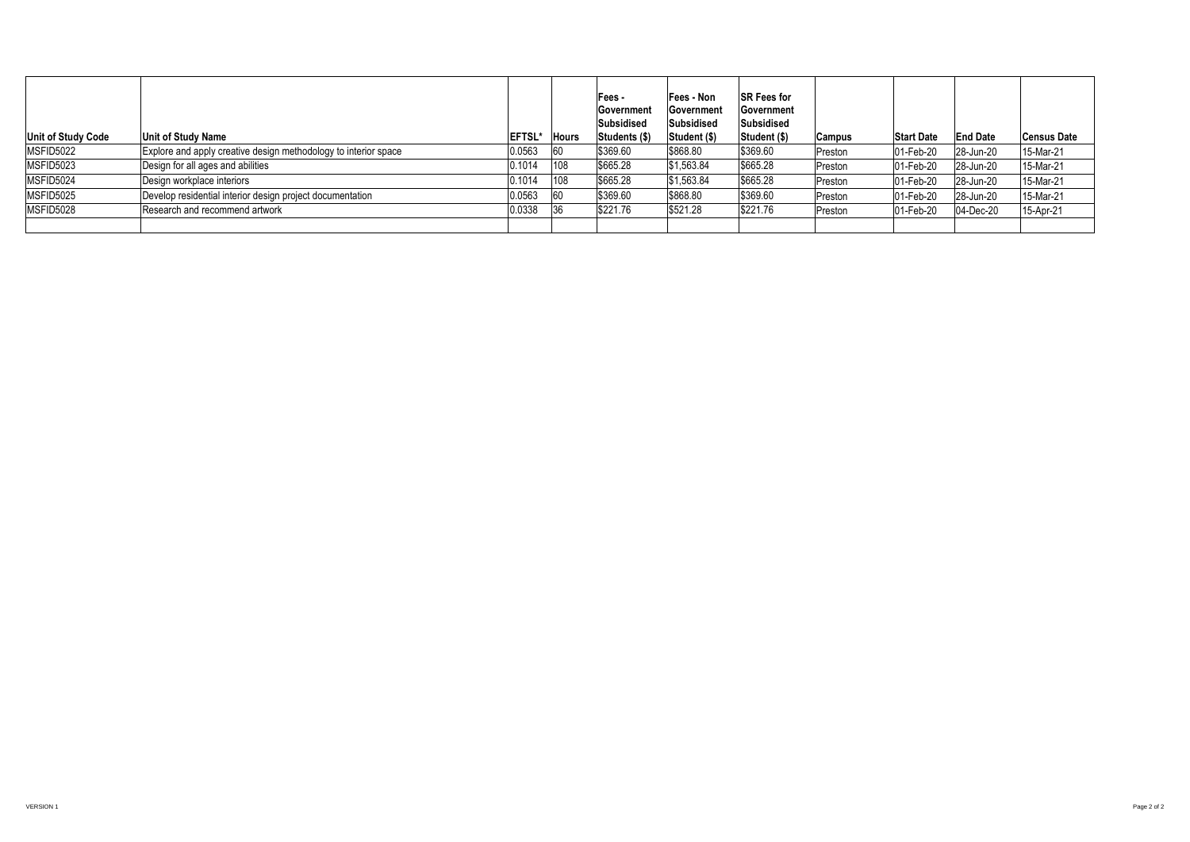| Unit of Study Code | Unit of Study Name | EFTSL* | Hours | Fees - Government Subsidised Students ($) | Fees - Non Government Subsidised Student ($) | SR Fees for Government Subsidised Student ($) | Campus | Start Date | End Date | Census Date |
|---|---|---|---|---|---|---|---|---|---|---|
| MSFID5022 | Explore and apply creative design methodology to interior space | 0.0563 | 60 | $369.60 | $868.80 | $369.60 | Preston | 01-Feb-20 | 28-Jun-20 | 15-Mar-21 |
| MSFID5023 | Design for all ages and abilities | 0.1014 | 108 | $665.28 | $1,563.84 | $665.28 | Preston | 01-Feb-20 | 28-Jun-20 | 15-Mar-21 |
| MSFID5024 | Design workplace interiors | 0.1014 | 108 | $665.28 | $1,563.84 | $665.28 | Preston | 01-Feb-20 | 28-Jun-20 | 15-Mar-21 |
| MSFID5025 | Develop residential interior design project documentation | 0.0563 | 60 | $369.60 | $868.80 | $369.60 | Preston | 01-Feb-20 | 28-Jun-20 | 15-Mar-21 |
| MSFID5028 | Research and recommend artwork | 0.0338 | 36 | $221.76 | $521.28 | $221.76 | Preston | 01-Feb-20 | 04-Dec-20 | 15-Apr-21 |
| | | | | | | | | | | |

VERSION 1